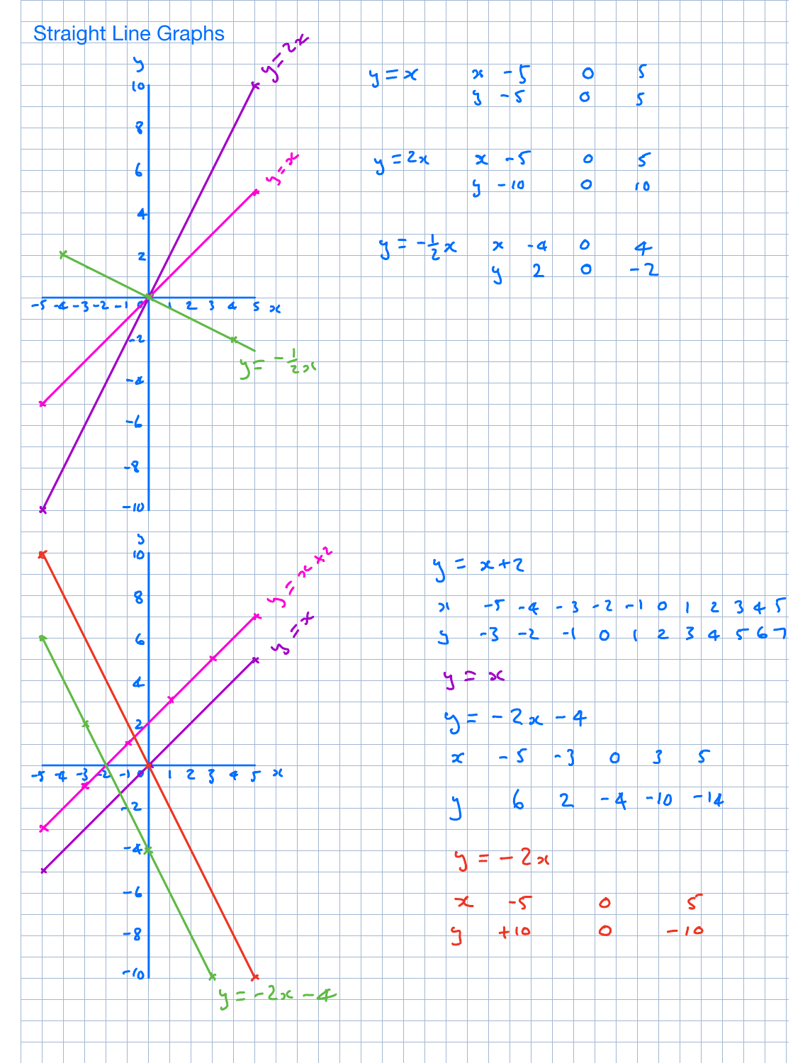# Straight Line Graphs

$y = x$

| $x$ | $-5$ | $0$ | $5$ |
|---|---|---|---|
| $y$ | $-5$ | $0$ | $5$ |

$y = 2x$

| $x$ | $-5$ | $0$ | $5$ |
|---|---|---|---|
| $y$ | $-10$ | $0$ | $10$ |

$y = -\frac{1}{2}x$

| $x$ | $-4$ | $0$ | $4$ |
|---|---|---|---|
| $y$ | $2$ | $0$ | $-2$ |

$y = x + 2$

| $x$ | $-5$ | $-4$ | $-3$ | $-2$ | $-1$ | $0$ | $1$ | $2$ | $3$ | $4$ | $5$ |
|---|---|---|---|---|---|---|---|---|---|---|---|
| $y$ | $-3$ | $-2$ | $-1$ | $0$ | $1$ | $2$ | $3$ | $4$ | $5$ | $6$ | $7$ |

$y = x$

$y = -2x - 4$

| $x$ | $-5$ | $-3$ | $0$ | $3$ | $5$ |
|---|---|---|---|---|---|
| $y$ | $6$ | $2$ | $-4$ | $-10$ | $-14$ |

$y = -2x$

| $x$ | $-5$ | $0$ | $5$ |
|---|---|---|---|
| $y$ | $+10$ | $0$ | $-10$ |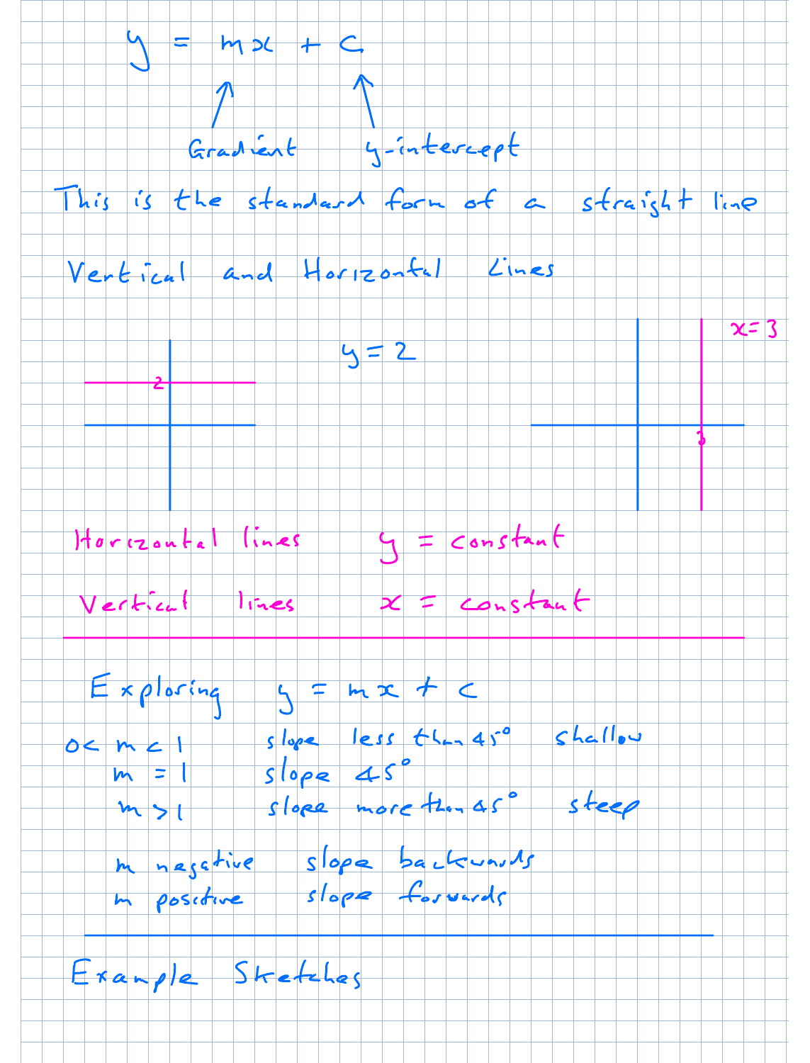$$y = mx + c$$

Gradient ($m$) — y-intercept ($c$)

This is the standard form of a straight line

## Vertical and Horizontal Lines

$y = 2$

$x = 3$

Horizontal lines $y = \text{constant}$

Vertical lines $x = \text{constant}$

---

## Exploring $y = mx + c$

| | | |
|---|---|---|
| $0 < m < 1$ | slope less than $45°$ | shallow |
| $m = 1$ | slope $45°$ | |
| $m > 1$ | slope more than $45°$ | steep |

| | |
|---|---|
| $m$ negative | slope backwards |
| $m$ positive | slope forwards |

---

## Example Sketches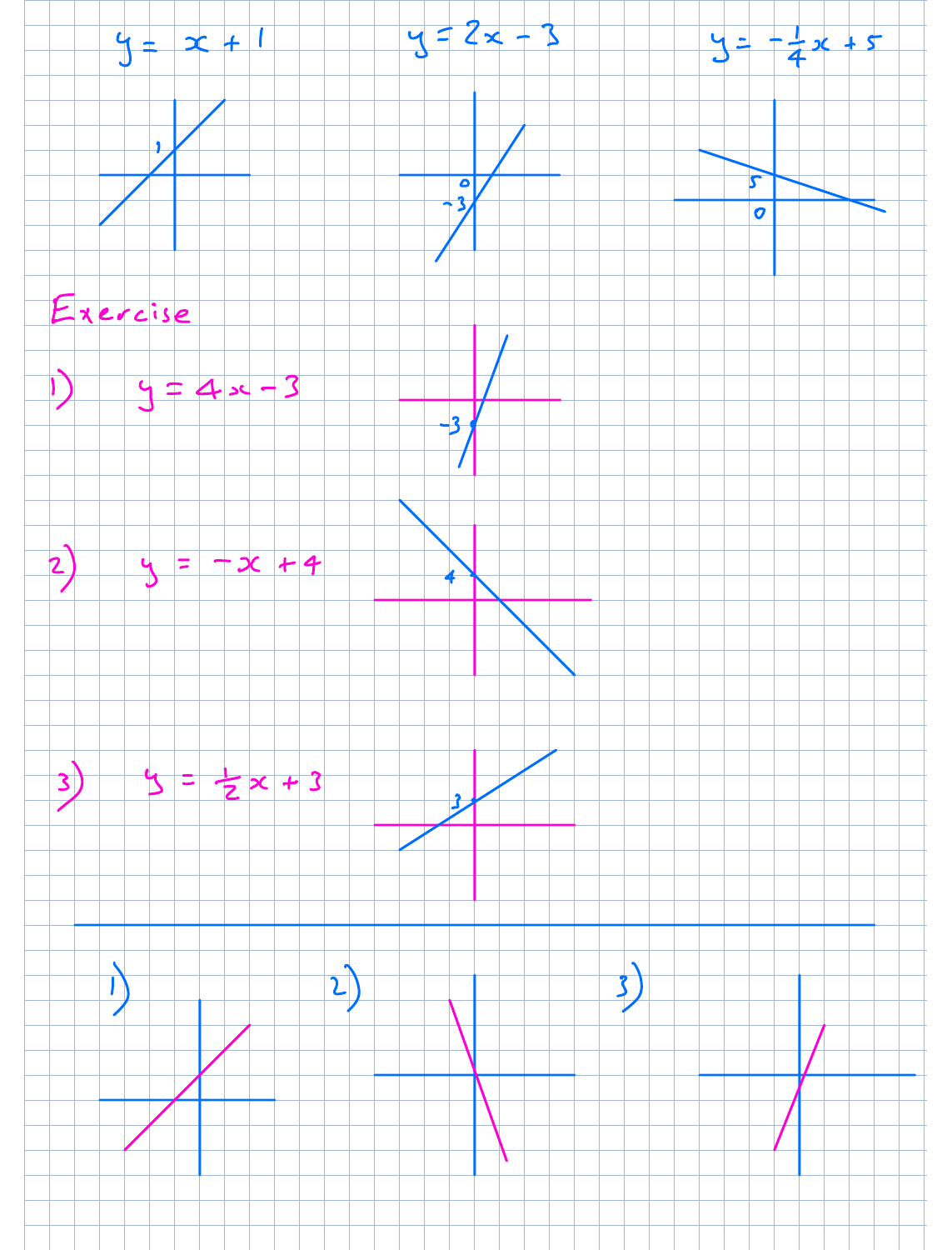$y = x + 1$

$y = 2x - 3$

$y = -\frac{1}{4}x + 5$

1

0

-3

5

0

Exercise

1) $y = 4x - 3$

-3

2) $y = -x + 4$

4

3) $y = \frac{1}{2}x + 3$

3

---

1)

2)

3)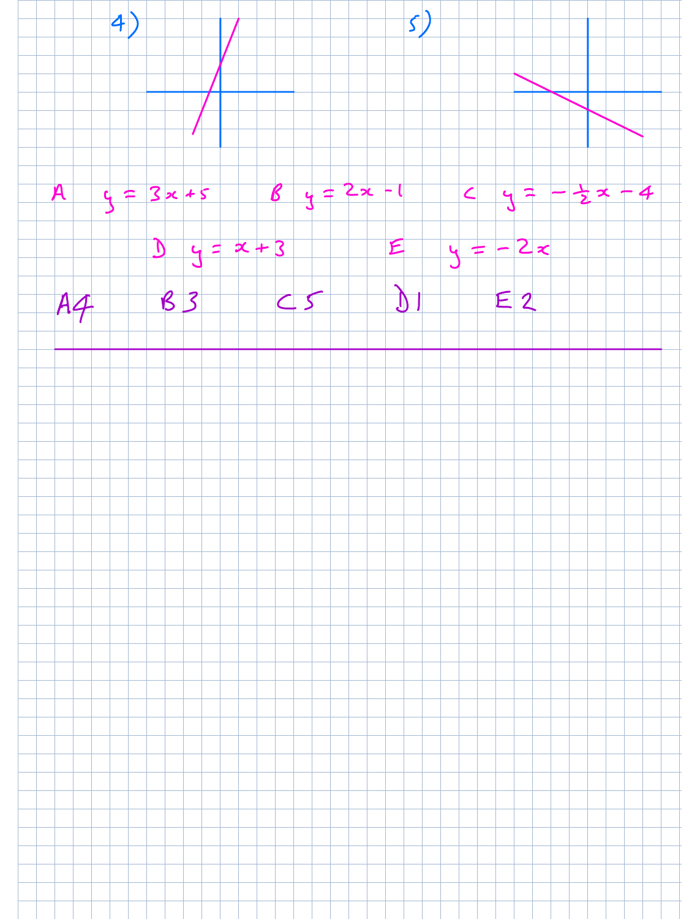4)

5)

A $y = 3x + 5$ B $y = 2x - 1$ C $y = -\frac{1}{2}x - 4$

D $y = x + 3$ E $y = -2x$

A4 B3 C5 D1 E2

---